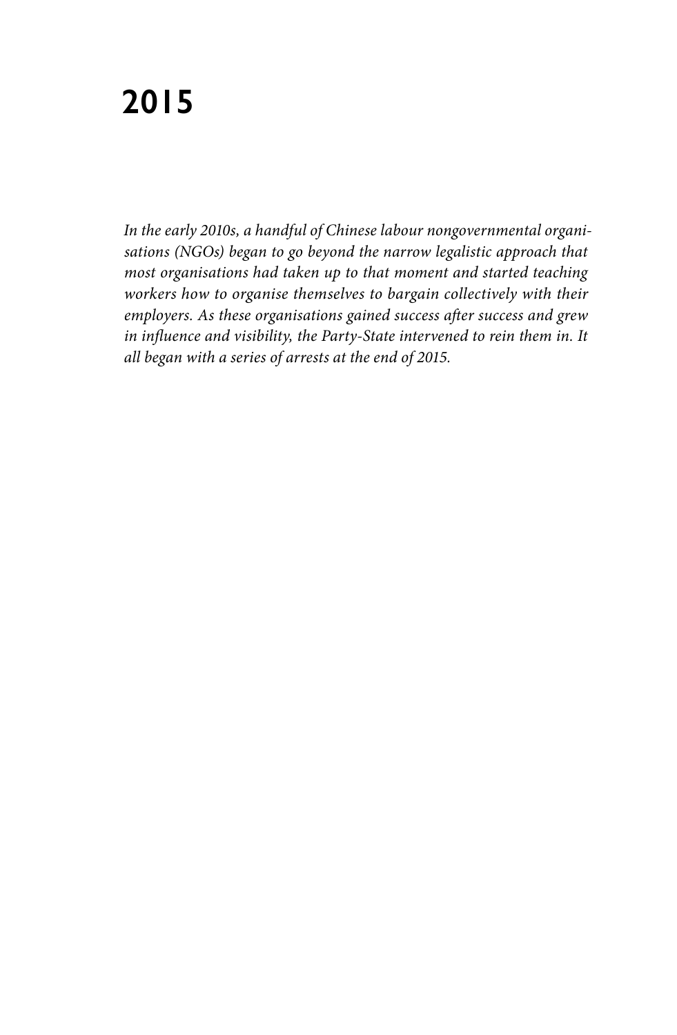# 2015

*In the early 2010s, a handful of Chinese labour nongovernmental organisations (NGOs) began to go beyond the narrow legalistic approach that most organisations had taken up to that moment and started teaching workers how to organise themselves to bargain collectively with their employers. As these organisations gained success after success and grew in influence and visibility, the Party-State intervened to rein them in. It all began with a series of arrests at the end of 2015.*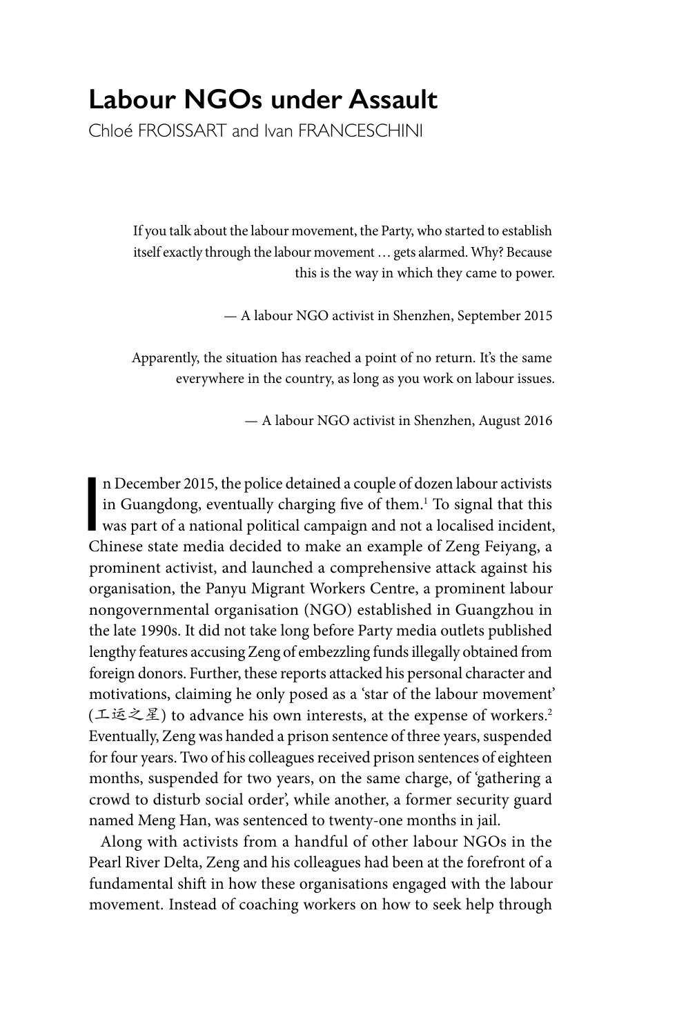# Labour NGOs under Assault

Chloé FROISSART and Ivan FRANCESCHINI

> If you talk about the labour movement, the Party, who started to establish itself exactly through the labour movement … gets alarmed. Why? Because this is the way in which they came to power.
>
> — A labour NGO activist in Shenzhen, September 2015

> Apparently, the situation has reached a point of no return. It's the same everywhere in the country, as long as you work on labour issues.
>
> — A labour NGO activist in Shenzhen, August 2016

In December 2015, the police detained a couple of dozen labour activists in Guangdong, eventually charging five of them.[1] To signal that this was part of a national political campaign and not a localised incident, Chinese state media decided to make an example of Zeng Feiyang, a prominent activist, and launched a comprehensive attack against his organisation, the Panyu Migrant Workers Centre, a prominent labour nongovernmental organisation (NGO) established in Guangzhou in the late 1990s. It did not take long before Party media outlets published lengthy features accusing Zeng of embezzling funds illegally obtained from foreign donors. Further, these reports attacked his personal character and motivations, claiming he only posed as a 'star of the labour movement' (工运之星) to advance his own interests, at the expense of workers.[2] Eventually, Zeng was handed a prison sentence of three years, suspended for four years. Two of his colleagues received prison sentences of eighteen months, suspended for two years, on the same charge, of 'gathering a crowd to disturb social order', while another, a former security guard named Meng Han, was sentenced to twenty-one months in jail.

Along with activists from a handful of other labour NGOs in the Pearl River Delta, Zeng and his colleagues had been at the forefront of a fundamental shift in how these organisations engaged with the labour movement. Instead of coaching workers on how to seek help through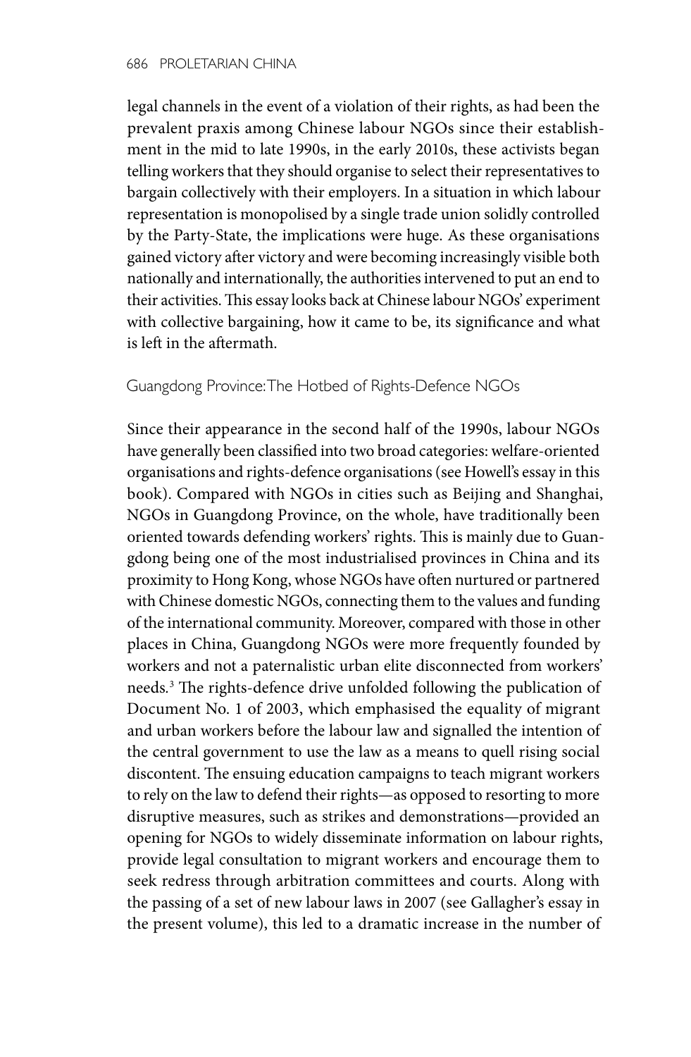legal channels in the event of a violation of their rights, as had been the prevalent praxis among Chinese labour NGOs since their establishment in the mid to late 1990s, in the early 2010s, these activists began telling workers that they should organise to select their representatives to bargain collectively with their employers. In a situation in which labour representation is monopolised by a single trade union solidly controlled by the Party-State, the implications were huge. As these organisations gained victory after victory and were becoming increasingly visible both nationally and internationally, the authorities intervened to put an end to their activities. This essay looks back at Chinese labour NGOs' experiment with collective bargaining, how it came to be, its significance and what is left in the aftermath.

## Guangdong Province: The Hotbed of Rights-Defence NGOs

Since their appearance in the second half of the 1990s, labour NGOs have generally been classified into two broad categories: welfare-oriented organisations and rights-defence organisations (see Howell's essay in this book). Compared with NGOs in cities such as Beijing and Shanghai, NGOs in Guangdong Province, on the whole, have traditionally been oriented towards defending workers' rights. This is mainly due to Guangdong being one of the most industrialised provinces in China and its proximity to Hong Kong, whose NGOs have often nurtured or partnered with Chinese domestic NGOs, connecting them to the values and funding of the international community. Moreover, compared with those in other places in China, Guangdong NGOs were more frequently founded by workers and not a paternalistic urban elite disconnected from workers' needs.[3] The rights-defence drive unfolded following the publication of Document No. 1 of 2003, which emphasised the equality of migrant and urban workers before the labour law and signalled the intention of the central government to use the law as a means to quell rising social discontent. The ensuing education campaigns to teach migrant workers to rely on the law to defend their rights—as opposed to resorting to more disruptive measures, such as strikes and demonstrations—provided an opening for NGOs to widely disseminate information on labour rights, provide legal consultation to migrant workers and encourage them to seek redress through arbitration committees and courts. Along with the passing of a set of new labour laws in 2007 (see Gallagher's essay in the present volume), this led to a dramatic increase in the number of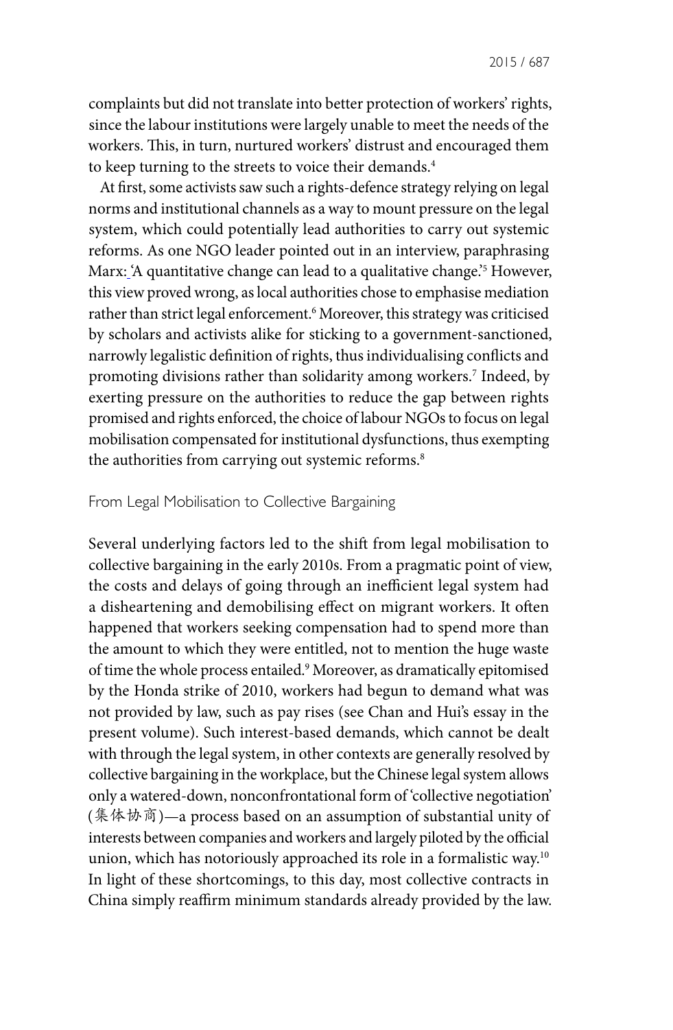complaints but did not translate into better protection of workers' rights, since the labour institutions were largely unable to meet the needs of the workers. This, in turn, nurtured workers' distrust and encouraged them to keep turning to the streets to voice their demands.[4]

At first, some activists saw such a rights-defence strategy relying on legal norms and institutional channels as a way to mount pressure on the legal system, which could potentially lead authorities to carry out systemic reforms. As one NGO leader pointed out in an interview, paraphrasing Marx: 'A quantitative change can lead to a qualitative change.'[5] However, this view proved wrong, as local authorities chose to emphasise mediation rather than strict legal enforcement.[6] Moreover, this strategy was criticised by scholars and activists alike for sticking to a government-sanctioned, narrowly legalistic definition of rights, thus individualising conflicts and promoting divisions rather than solidarity among workers.[7] Indeed, by exerting pressure on the authorities to reduce the gap between rights promised and rights enforced, the choice of labour NGOs to focus on legal mobilisation compensated for institutional dysfunctions, thus exempting the authorities from carrying out systemic reforms.[8]

## From Legal Mobilisation to Collective Bargaining

Several underlying factors led to the shift from legal mobilisation to collective bargaining in the early 2010s. From a pragmatic point of view, the costs and delays of going through an inefficient legal system had a disheartening and demobilising effect on migrant workers. It often happened that workers seeking compensation had to spend more than the amount to which they were entitled, not to mention the huge waste of time the whole process entailed.[9] Moreover, as dramatically epitomised by the Honda strike of 2010, workers had begun to demand what was not provided by law, such as pay rises (see Chan and Hui's essay in the present volume). Such interest-based demands, which cannot be dealt with through the legal system, in other contexts are generally resolved by collective bargaining in the workplace, but the Chinese legal system allows only a watered-down, nonconfrontational form of 'collective negotiation' (集体协商)—a process based on an assumption of substantial unity of interests between companies and workers and largely piloted by the official union, which has notoriously approached its role in a formalistic way.[10] In light of these shortcomings, to this day, most collective contracts in China simply reaffirm minimum standards already provided by the law.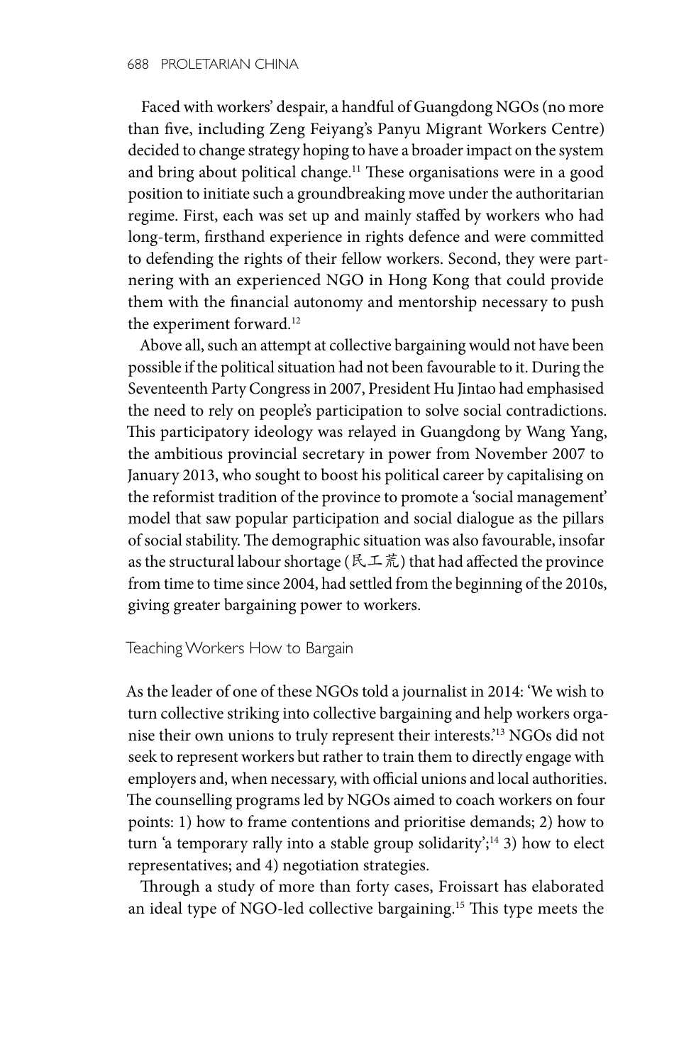Faced with workers' despair, a handful of Guangdong NGOs (no more than five, including Zeng Feiyang's Panyu Migrant Workers Centre) decided to change strategy hoping to have a broader impact on the system and bring about political change.[11] These organisations were in a good position to initiate such a groundbreaking move under the authoritarian regime. First, each was set up and mainly staffed by workers who had long-term, firsthand experience in rights defence and were committed to defending the rights of their fellow workers. Second, they were partnering with an experienced NGO in Hong Kong that could provide them with the financial autonomy and mentorship necessary to push the experiment forward.[12]

Above all, such an attempt at collective bargaining would not have been possible if the political situation had not been favourable to it. During the Seventeenth Party Congress in 2007, President Hu Jintao had emphasised the need to rely on people's participation to solve social contradictions. This participatory ideology was relayed in Guangdong by Wang Yang, the ambitious provincial secretary in power from November 2007 to January 2013, who sought to boost his political career by capitalising on the reformist tradition of the province to promote a 'social management' model that saw popular participation and social dialogue as the pillars of social stability. The demographic situation was also favourable, insofar as the structural labour shortage (民工荒) that had affected the province from time to time since 2004, had settled from the beginning of the 2010s, giving greater bargaining power to workers.

### Teaching Workers How to Bargain

As the leader of one of these NGOs told a journalist in 2014: 'We wish to turn collective striking into collective bargaining and help workers organise their own unions to truly represent their interests.'[13] NGOs did not seek to represent workers but rather to train them to directly engage with employers and, when necessary, with official unions and local authorities. The counselling programs led by NGOs aimed to coach workers on four points: 1) how to frame contentions and prioritise demands; 2) how to turn 'a temporary rally into a stable group solidarity';[14] 3) how to elect representatives; and 4) negotiation strategies.

Through a study of more than forty cases, Froissart has elaborated an ideal type of NGO-led collective bargaining.[15] This type meets the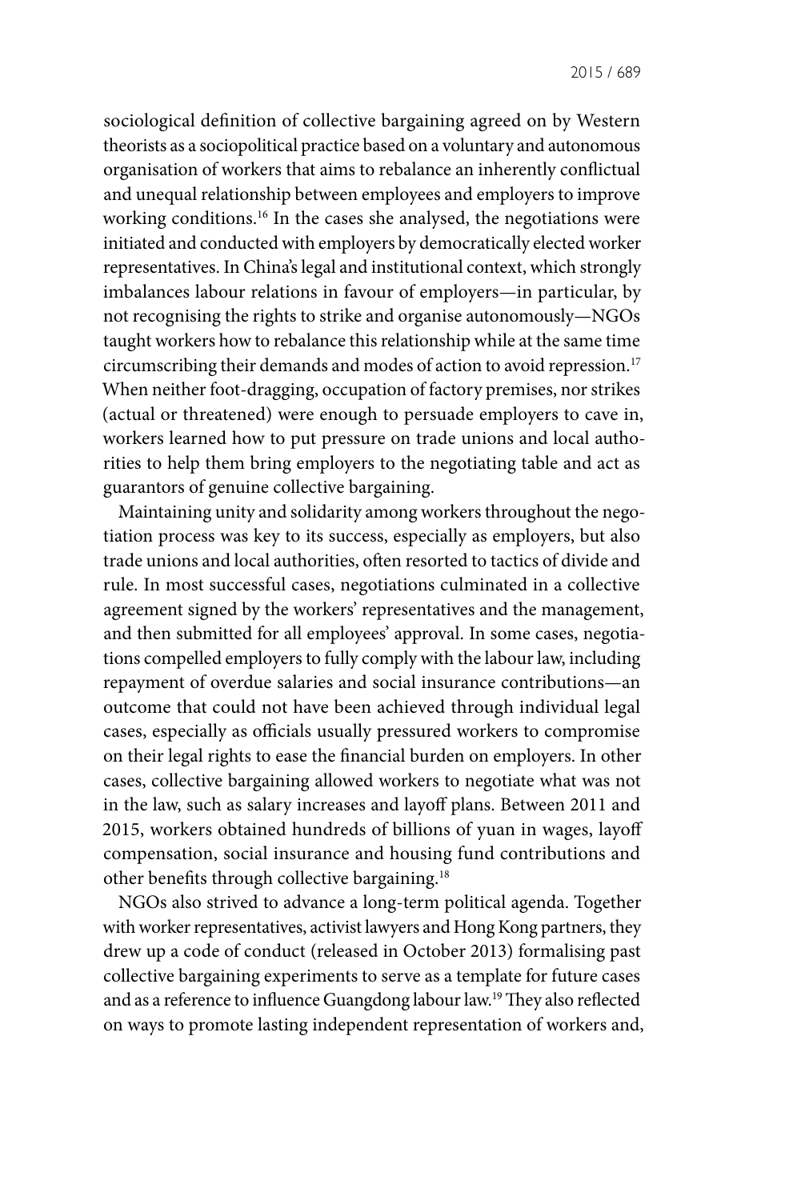sociological definition of collective bargaining agreed on by Western theorists as a sociopolitical practice based on a voluntary and autonomous organisation of workers that aims to rebalance an inherently conflictual and unequal relationship between employees and employers to improve working conditions.[16] In the cases she analysed, the negotiations were initiated and conducted with employers by democratically elected worker representatives. In China's legal and institutional context, which strongly imbalances labour relations in favour of employers—in particular, by not recognising the rights to strike and organise autonomously—NGOs taught workers how to rebalance this relationship while at the same time circumscribing their demands and modes of action to avoid repression.[17] When neither foot-dragging, occupation of factory premises, nor strikes (actual or threatened) were enough to persuade employers to cave in, workers learned how to put pressure on trade unions and local authorities to help them bring employers to the negotiating table and act as guarantors of genuine collective bargaining.

Maintaining unity and solidarity among workers throughout the negotiation process was key to its success, especially as employers, but also trade unions and local authorities, often resorted to tactics of divide and rule. In most successful cases, negotiations culminated in a collective agreement signed by the workers' representatives and the management, and then submitted for all employees' approval. In some cases, negotiations compelled employers to fully comply with the labour law, including repayment of overdue salaries and social insurance contributions—an outcome that could not have been achieved through individual legal cases, especially as officials usually pressured workers to compromise on their legal rights to ease the financial burden on employers. In other cases, collective bargaining allowed workers to negotiate what was not in the law, such as salary increases and layoff plans. Between 2011 and 2015, workers obtained hundreds of billions of yuan in wages, layoff compensation, social insurance and housing fund contributions and other benefits through collective bargaining.[18]

NGOs also strived to advance a long-term political agenda. Together with worker representatives, activist lawyers and Hong Kong partners, they drew up a code of conduct (released in October 2013) formalising past collective bargaining experiments to serve as a template for future cases and as a reference to influence Guangdong labour law.[19] They also reflected on ways to promote lasting independent representation of workers and,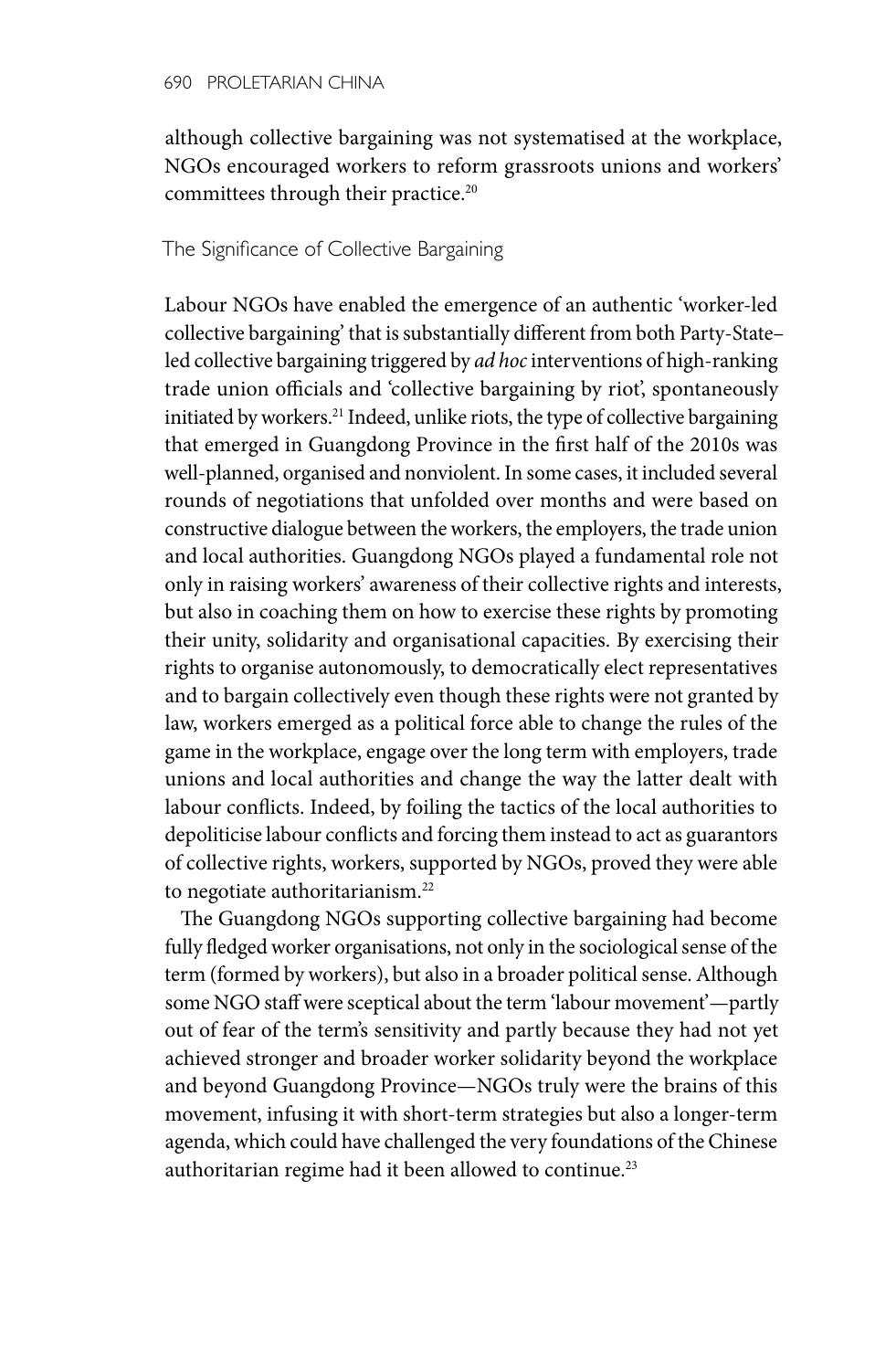although collective bargaining was not systematised at the workplace, NGOs encouraged workers to reform grassroots unions and workers' committees through their practice.[20]

## The Significance of Collective Bargaining

Labour NGOs have enabled the emergence of an authentic 'worker-led collective bargaining' that is substantially different from both Party-State–led collective bargaining triggered by *ad hoc* interventions of high-ranking trade union officials and 'collective bargaining by riot', spontaneously initiated by workers.[21] Indeed, unlike riots, the type of collective bargaining that emerged in Guangdong Province in the first half of the 2010s was well-planned, organised and nonviolent. In some cases, it included several rounds of negotiations that unfolded over months and were based on constructive dialogue between the workers, the employers, the trade union and local authorities. Guangdong NGOs played a fundamental role not only in raising workers' awareness of their collective rights and interests, but also in coaching them on how to exercise these rights by promoting their unity, solidarity and organisational capacities. By exercising their rights to organise autonomously, to democratically elect representatives and to bargain collectively even though these rights were not granted by law, workers emerged as a political force able to change the rules of the game in the workplace, engage over the long term with employers, trade unions and local authorities and change the way the latter dealt with labour conflicts. Indeed, by foiling the tactics of the local authorities to depoliticise labour conflicts and forcing them instead to act as guarantors of collective rights, workers, supported by NGOs, proved they were able to negotiate authoritarianism.[22]

The Guangdong NGOs supporting collective bargaining had become fully fledged worker organisations, not only in the sociological sense of the term (formed by workers), but also in a broader political sense. Although some NGO staff were sceptical about the term 'labour movement'—partly out of fear of the term's sensitivity and partly because they had not yet achieved stronger and broader worker solidarity beyond the workplace and beyond Guangdong Province—NGOs truly were the brains of this movement, infusing it with short-term strategies but also a longer-term agenda, which could have challenged the very foundations of the Chinese authoritarian regime had it been allowed to continue.[23]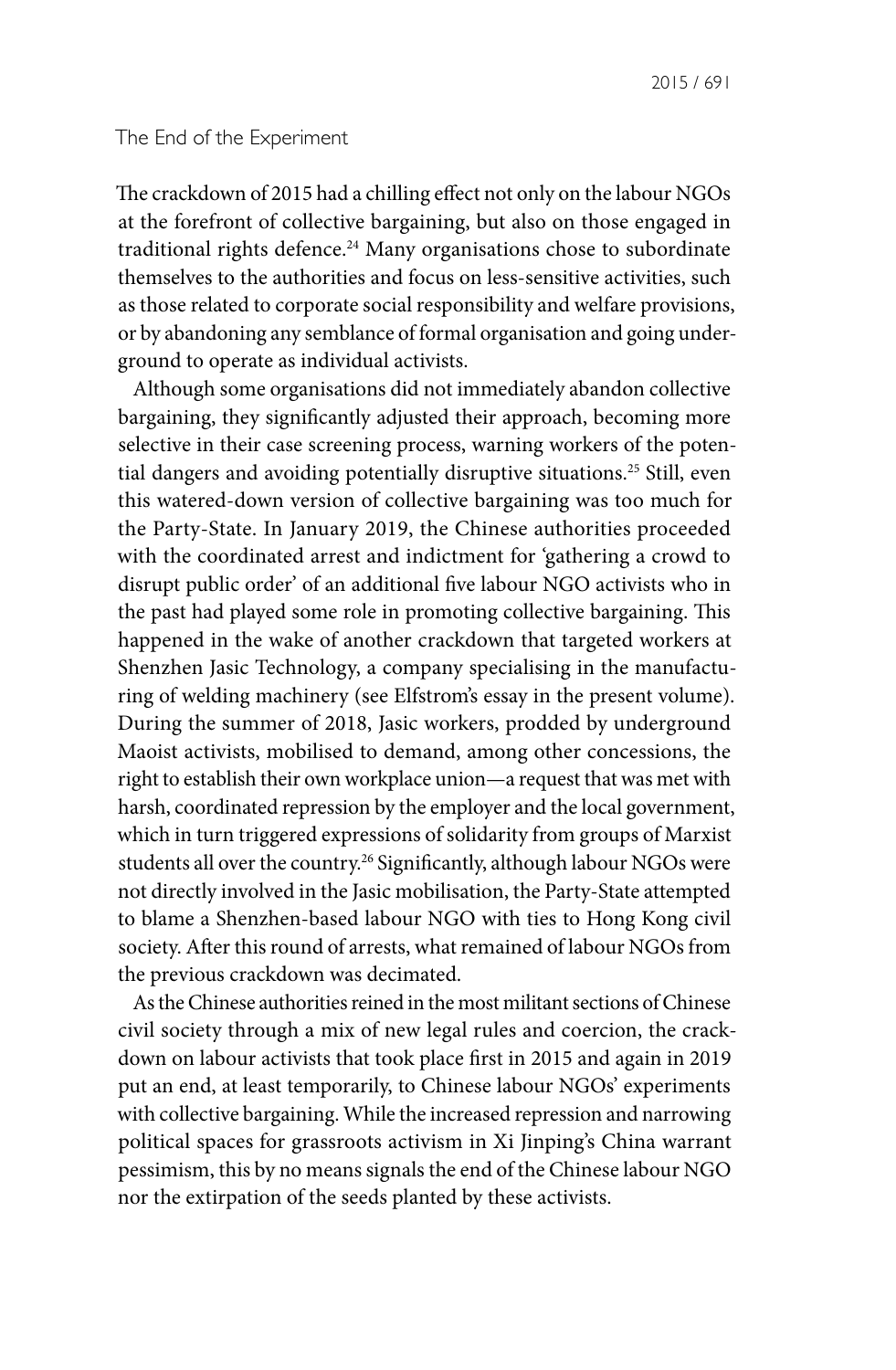## The End of the Experiment

The crackdown of 2015 had a chilling effect not only on the labour NGOs at the forefront of collective bargaining, but also on those engaged in traditional rights defence.[24] Many organisations chose to subordinate themselves to the authorities and focus on less-sensitive activities, such as those related to corporate social responsibility and welfare provisions, or by abandoning any semblance of formal organisation and going underground to operate as individual activists.

Although some organisations did not immediately abandon collective bargaining, they significantly adjusted their approach, becoming more selective in their case screening process, warning workers of the potential dangers and avoiding potentially disruptive situations.[25] Still, even this watered-down version of collective bargaining was too much for the Party-State. In January 2019, the Chinese authorities proceeded with the coordinated arrest and indictment for 'gathering a crowd to disrupt public order' of an additional five labour NGO activists who in the past had played some role in promoting collective bargaining. This happened in the wake of another crackdown that targeted workers at Shenzhen Jasic Technology, a company specialising in the manufacturing of welding machinery (see Elfstrom's essay in the present volume). During the summer of 2018, Jasic workers, prodded by underground Maoist activists, mobilised to demand, among other concessions, the right to establish their own workplace union—a request that was met with harsh, coordinated repression by the employer and the local government, which in turn triggered expressions of solidarity from groups of Marxist students all over the country.[26] Significantly, although labour NGOs were not directly involved in the Jasic mobilisation, the Party-State attempted to blame a Shenzhen-based labour NGO with ties to Hong Kong civil society. After this round of arrests, what remained of labour NGOs from the previous crackdown was decimated.

As the Chinese authorities reined in the most militant sections of Chinese civil society through a mix of new legal rules and coercion, the crackdown on labour activists that took place first in 2015 and again in 2019 put an end, at least temporarily, to Chinese labour NGOs' experiments with collective bargaining. While the increased repression and narrowing political spaces for grassroots activism in Xi Jinping's China warrant pessimism, this by no means signals the end of the Chinese labour NGO nor the extirpation of the seeds planted by these activists.